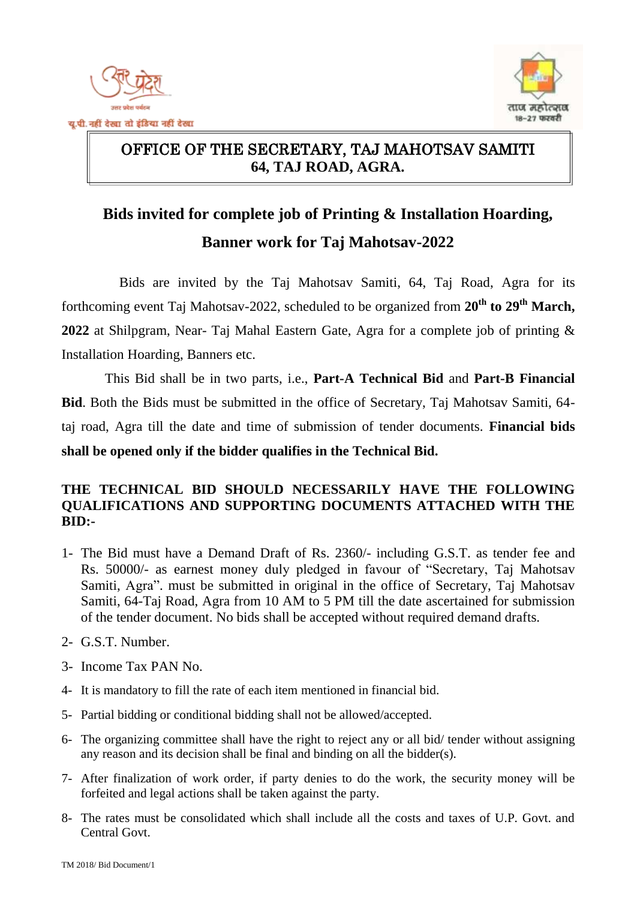# OFFICE OF THE SECRETARY, TAJ MAHOTSAV SAMITI
## 64, TAJ ROAD, AGRA.

## Bids invited for complete job of Printing & Installation Hoarding, Banner work for Taj Mahotsav-2022

Bids are invited by the Taj Mahotsav Samiti, 64, Taj Road, Agra for its forthcoming event Taj Mahotsav-2022, scheduled to be organized from **20th to 29th March, 2022** at Shilpgram, Near- Taj Mahal Eastern Gate, Agra for a complete job of printing & Installation Hoarding, Banners etc.

This Bid shall be in two parts, i.e., **Part-A Technical Bid** and **Part-B Financial Bid**. Both the Bids must be submitted in the office of Secretary, Taj Mahotsav Samiti, 64-taj road, Agra till the date and time of submission of tender documents. **Financial bids shall be opened only if the bidder qualifies in the Technical Bid.**

**THE TECHNICAL BID SHOULD NECESSARILY HAVE THE FOLLOWING QUALIFICATIONS AND SUPPORTING DOCUMENTS ATTACHED WITH THE BID:-**

1- The Bid must have a Demand Draft of Rs. 2360/- including G.S.T. as tender fee and Rs. 50000/- as earnest money duly pledged in favour of "Secretary, Taj Mahotsav Samiti, Agra". must be submitted in original in the office of Secretary, Taj Mahotsav Samiti, 64-Taj Road, Agra from 10 AM to 5 PM till the date ascertained for submission of the tender document. No bids shall be accepted without required demand drafts.

2- G.S.T. Number.

3- Income Tax PAN No.

4- It is mandatory to fill the rate of each item mentioned in financial bid.

5- Partial bidding or conditional bidding shall not be allowed/accepted.

6- The organizing committee shall have the right to reject any or all bid/ tender without assigning any reason and its decision shall be final and binding on all the bidder(s).

7- After finalization of work order, if party denies to do the work, the security money will be forfeited and legal actions shall be taken against the party.

8- The rates must be consolidated which shall include all the costs and taxes of U.P. Govt. and Central Govt.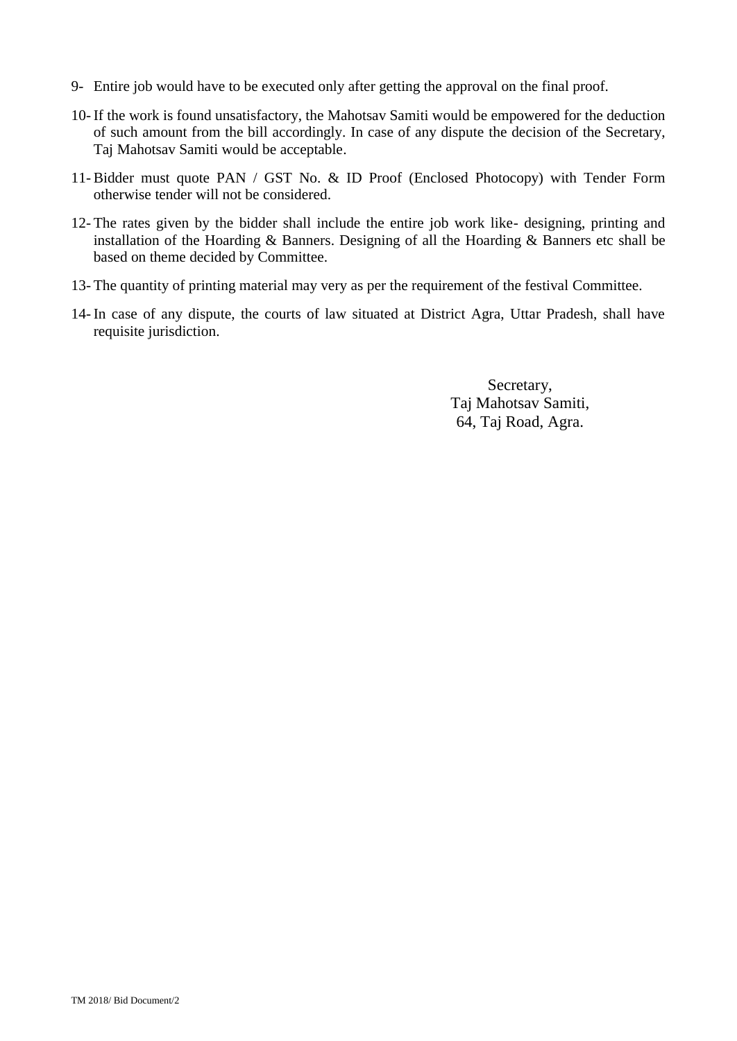9- Entire job would have to be executed only after getting the approval on the final proof.

10- If the work is found unsatisfactory, the Mahotsav Samiti would be empowered for the deduction of such amount from the bill accordingly. In case of any dispute the decision of the Secretary, Taj Mahotsav Samiti would be acceptable.

11- Bidder must quote PAN / GST No. & ID Proof (Enclosed Photocopy) with Tender Form otherwise tender will not be considered.

12- The rates given by the bidder shall include the entire job work like- designing, printing and installation of the Hoarding & Banners. Designing of all the Hoarding & Banners etc shall be based on theme decided by Committee.

13- The quantity of printing material may very as per the requirement of the festival Committee.

14- In case of any dispute, the courts of law situated at District Agra, Uttar Pradesh, shall have requisite jurisdiction.

Secretary,
Taj Mahotsav Samiti,
64, Taj Road, Agra.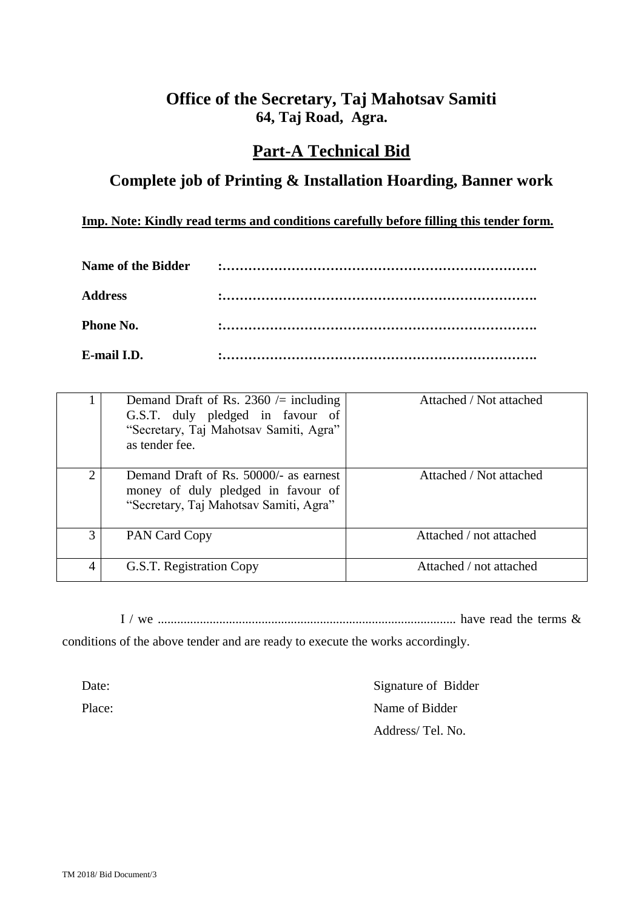# Office of the Secretary, Taj Mahotsav Samiti

**64, Taj Road, Agra.**

## Part-A Technical Bid

## Complete job of Printing & Installation Hoarding, Banner work

**Imp. Note: Kindly read terms and conditions carefully before filling this tender form.**

**Name of the Bidder** :……………………………………………………………….

**Address** :……………………………………………………………….

**Phone No.** :……………………………………………………………….

**E-mail I.D.** :……………………………………………………………….

| | | |
|---|---|---|
| 1 | Demand Draft of Rs. 2360 /= including G.S.T. duly pledged in favour of "Secretary, Taj Mahotsav Samiti, Agra" as tender fee. | Attached / Not attached |
| 2 | Demand Draft of Rs. 50000/- as earnest money of duly pledged in favour of "Secretary, Taj Mahotsav Samiti, Agra" | Attached / Not attached |
| 3 | PAN Card Copy | Attached / not attached |
| 4 | G.S.T. Registration Copy | Attached / not attached |

I / we ........................................................................................... have read the terms & conditions of the above tender and are ready to execute the works accordingly.

Date:

Place:

Signature of Bidder

Name of Bidder

Address/ Tel. No.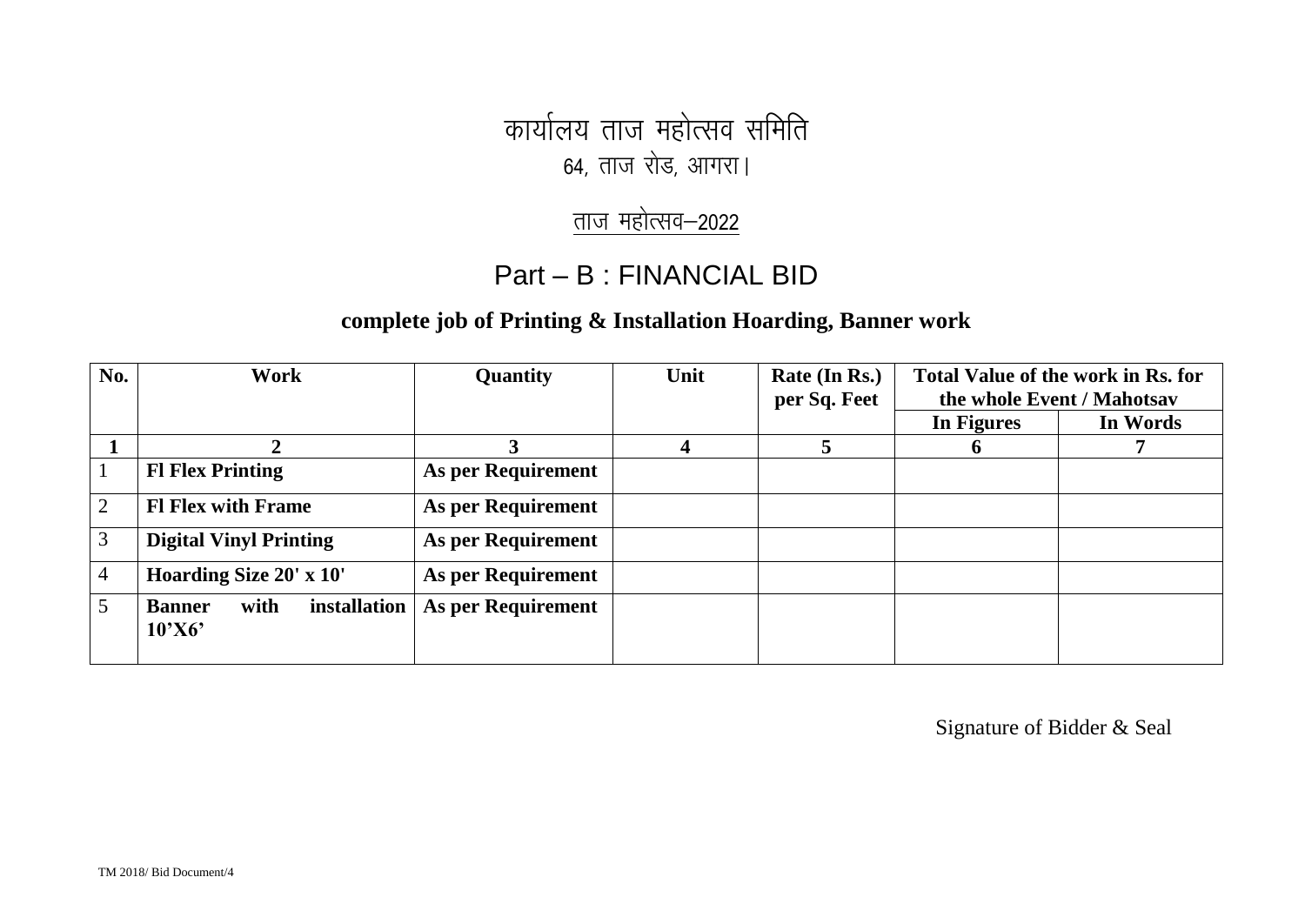# कार्यालय ताज महोत्सव समिति

64, ताज रोड, आगरा।

ताज महोत्सव–2022

## Part – B : FINANCIAL BID

### complete job of Printing & Installation Hoarding, Banner work

| No. | Work | Quantity | Unit | Rate (In Rs.) per Sq. Feet | Total Value of the work in Rs. for the whole Event / Mahotsav | |
|---|---|---|---|---|---|---|
| | | | | | In Figures | In Words |
| **1** | **2** | **3** | **4** | **5** | **6** | **7** |
| 1 | **Fl Flex Printing** | **As per Requirement** | | | | |
| 2 | **Fl Flex with Frame** | **As per Requirement** | | | | |
| 3 | **Digital Vinyl Printing** | **As per Requirement** | | | | |
| 4 | **Hoarding Size 20' x 10'** | **As per Requirement** | | | | |
| 5 | **Banner with installation 10'X6'** | **As per Requirement** | | | | |

Signature of Bidder & Seal

TM 2018/ Bid Document/4